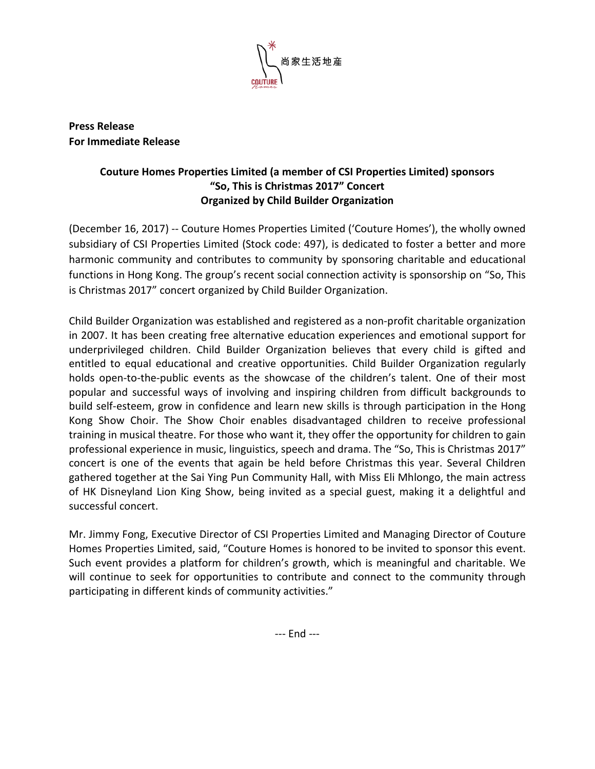尚家生活地產

COUTURE Homes

**Press Release**
**For Immediate Release**

**Couture Homes Properties Limited (a member of CSI Properties Limited) sponsors "So, This is Christmas 2017" Concert Organized by Child Builder Organization**

(December 16, 2017) -- Couture Homes Properties Limited ('Couture Homes'), the wholly owned subsidiary of CSI Properties Limited (Stock code: 497), is dedicated to foster a better and more harmonic community and contributes to community by sponsoring charitable and educational functions in Hong Kong. The group's recent social connection activity is sponsorship on "So, This is Christmas 2017" concert organized by Child Builder Organization.

Child Builder Organization was established and registered as a non-profit charitable organization in 2007. It has been creating free alternative education experiences and emotional support for underprivileged children. Child Builder Organization believes that every child is gifted and entitled to equal educational and creative opportunities. Child Builder Organization regularly holds open-to-the-public events as the showcase of the children's talent. One of their most popular and successful ways of involving and inspiring children from difficult backgrounds to build self-esteem, grow in confidence and learn new skills is through participation in the Hong Kong Show Choir. The Show Choir enables disadvantaged children to receive professional training in musical theatre. For those who want it, they offer the opportunity for children to gain professional experience in music, linguistics, speech and drama. The "So, This is Christmas 2017" concert is one of the events that again be held before Christmas this year. Several Children gathered together at the Sai Ying Pun Community Hall, with Miss Eli Mhlongo, the main actress of HK Disneyland Lion King Show, being invited as a special guest, making it a delightful and successful concert.

Mr. Jimmy Fong, Executive Director of CSI Properties Limited and Managing Director of Couture Homes Properties Limited, said, "Couture Homes is honored to be invited to sponsor this event. Such event provides a platform for children's growth, which is meaningful and charitable. We will continue to seek for opportunities to contribute and connect to the community through participating in different kinds of community activities."

--- End ---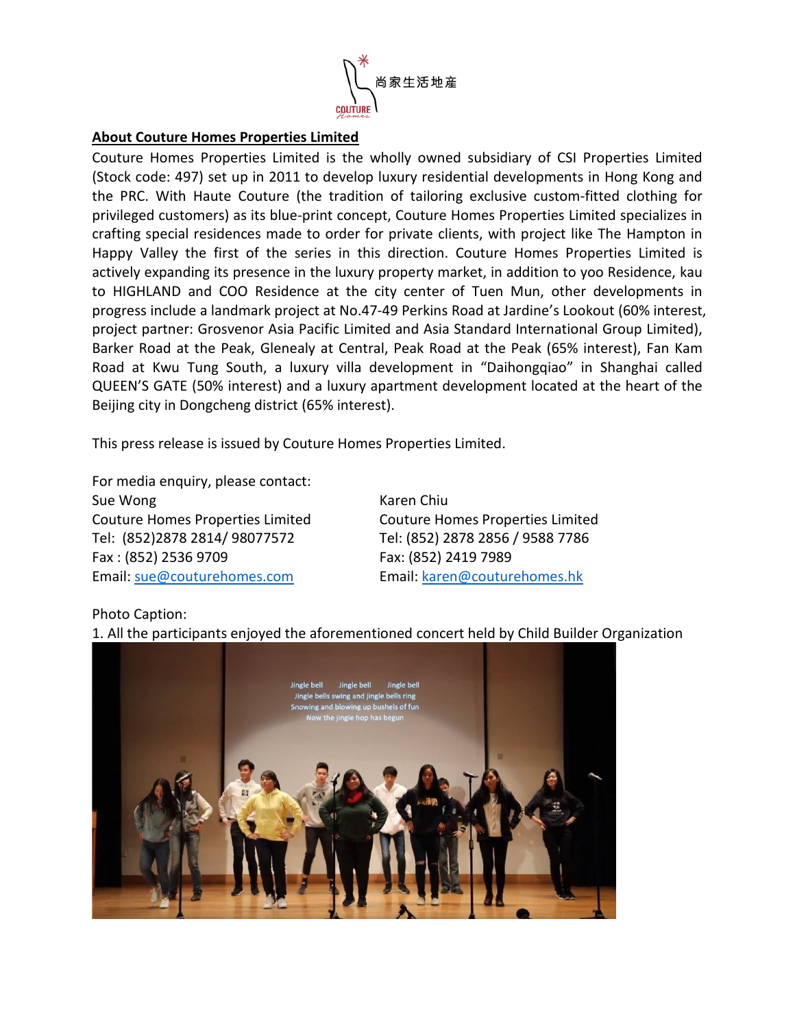## About Couture Homes Properties Limited

Couture Homes Properties Limited is the wholly owned subsidiary of CSI Properties Limited (Stock code: 497) set up in 2011 to develop luxury residential developments in Hong Kong and the PRC. With Haute Couture (the tradition of tailoring exclusive custom-fitted clothing for privileged customers) as its blue-print concept, Couture Homes Properties Limited specializes in crafting special residences made to order for private clients, with project like The Hampton in Happy Valley the first of the series in this direction. Couture Homes Properties Limited is actively expanding its presence in the luxury property market, in addition to yoo Residence, kau to HIGHLAND and COO Residence at the city center of Tuen Mun, other developments in progress include a landmark project at No.47-49 Perkins Road at Jardine's Lookout (60% interest, project partner: Grosvenor Asia Pacific Limited and Asia Standard International Group Limited), Barker Road at the Peak, Glenealy at Central, Peak Road at the Peak (65% interest), Fan Kam Road at Kwu Tung South, a luxury villa development in "Daihongqiao" in Shanghai called QUEEN'S GATE (50% interest) and a luxury apartment development located at the heart of the Beijing city in Dongcheng district (65% interest).

This press release is issued by Couture Homes Properties Limited.

For media enquiry, please contact:

Sue Wong
Couture Homes Properties Limited
Tel: (852)2878 2814/ 98077572
Fax : (852) 2536 9709
Email: sue@couturehomes.com

Karen Chiu
Couture Homes Properties Limited
Tel: (852) 2878 2856 / 9588 7786
Fax: (852) 2419 7989
Email: karen@couturehomes.hk

Photo Caption:

1. All the participants enjoyed the aforementioned concert held by Child Builder Organization